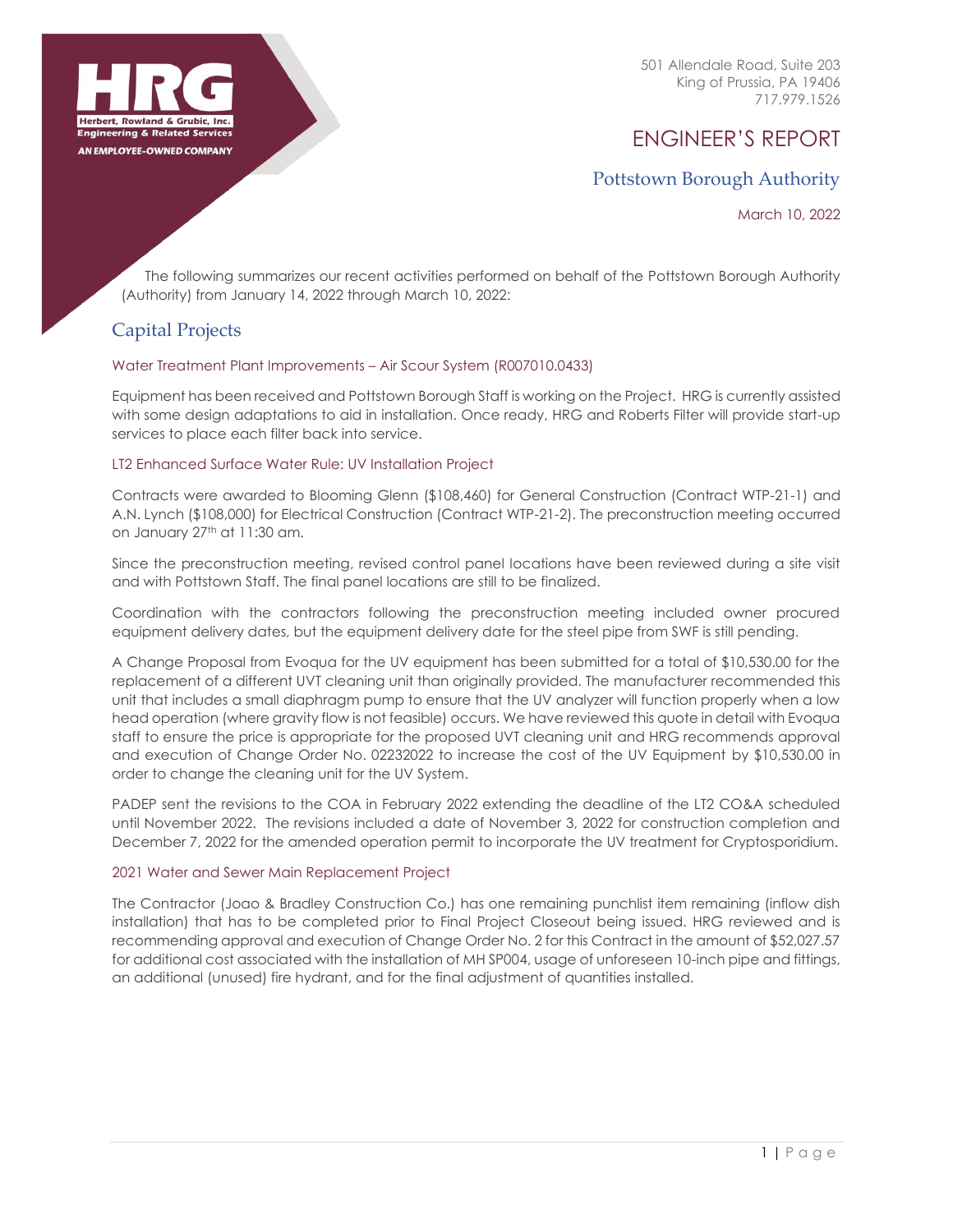Herbert, Rowland & Grubic, Inc.
Engineering & Related Services
AN EMPLOYEE-OWNED COMPANY

501 Allendale Road, Suite 203
King of Prussia, PA 19406
717.979.1526

# ENGINEER'S REPORT

## Pottstown Borough Authority

March 10, 2022

The following summarizes our recent activities performed on behalf of the Pottstown Borough Authority (Authority) from January 14, 2022 through March 10, 2022:

## Capital Projects

### Water Treatment Plant Improvements – Air Scour System (R007010.0433)

Equipment has been received and Pottstown Borough Staff is working on the Project. HRG is currently assisted with some design adaptations to aid in installation. Once ready, HRG and Roberts Filter will provide start-up services to place each filter back into service.

### LT2 Enhanced Surface Water Rule: UV Installation Project

Contracts were awarded to Blooming Glenn ($108,460) for General Construction (Contract WTP-21-1) and A.N. Lynch ($108,000) for Electrical Construction (Contract WTP-21-2). The preconstruction meeting occurred on January 27th at 11:30 am.

Since the preconstruction meeting, revised control panel locations have been reviewed during a site visit and with Pottstown Staff. The final panel locations are still to be finalized.

Coordination with the contractors following the preconstruction meeting included owner procured equipment delivery dates, but the equipment delivery date for the steel pipe from SWF is still pending.

A Change Proposal from Evoqua for the UV equipment has been submitted for a total of $10,530.00 for the replacement of a different UVT cleaning unit than originally provided. The manufacturer recommended this unit that includes a small diaphragm pump to ensure that the UV analyzer will function properly when a low head operation (where gravity flow is not feasible) occurs. We have reviewed this quote in detail with Evoqua staff to ensure the price is appropriate for the proposed UVT cleaning unit and HRG recommends approval and execution of Change Order No. 02232022 to increase the cost of the UV Equipment by $10,530.00 in order to change the cleaning unit for the UV System.

PADEP sent the revisions to the COA in February 2022 extending the deadline of the LT2 CO&A scheduled until November 2022. The revisions included a date of November 3, 2022 for construction completion and December 7, 2022 for the amended operation permit to incorporate the UV treatment for Cryptosporidium.

### 2021 Water and Sewer Main Replacement Project

The Contractor (Joao & Bradley Construction Co.) has one remaining punchlist item remaining (inflow dish installation) that has to be completed prior to Final Project Closeout being issued. HRG reviewed and is recommending approval and execution of Change Order No. 2 for this Contract in the amount of $52,027.57 for additional cost associated with the installation of MH SP004, usage of unforeseen 10-inch pipe and fittings, an additional (unused) fire hydrant, and for the final adjustment of quantities installed.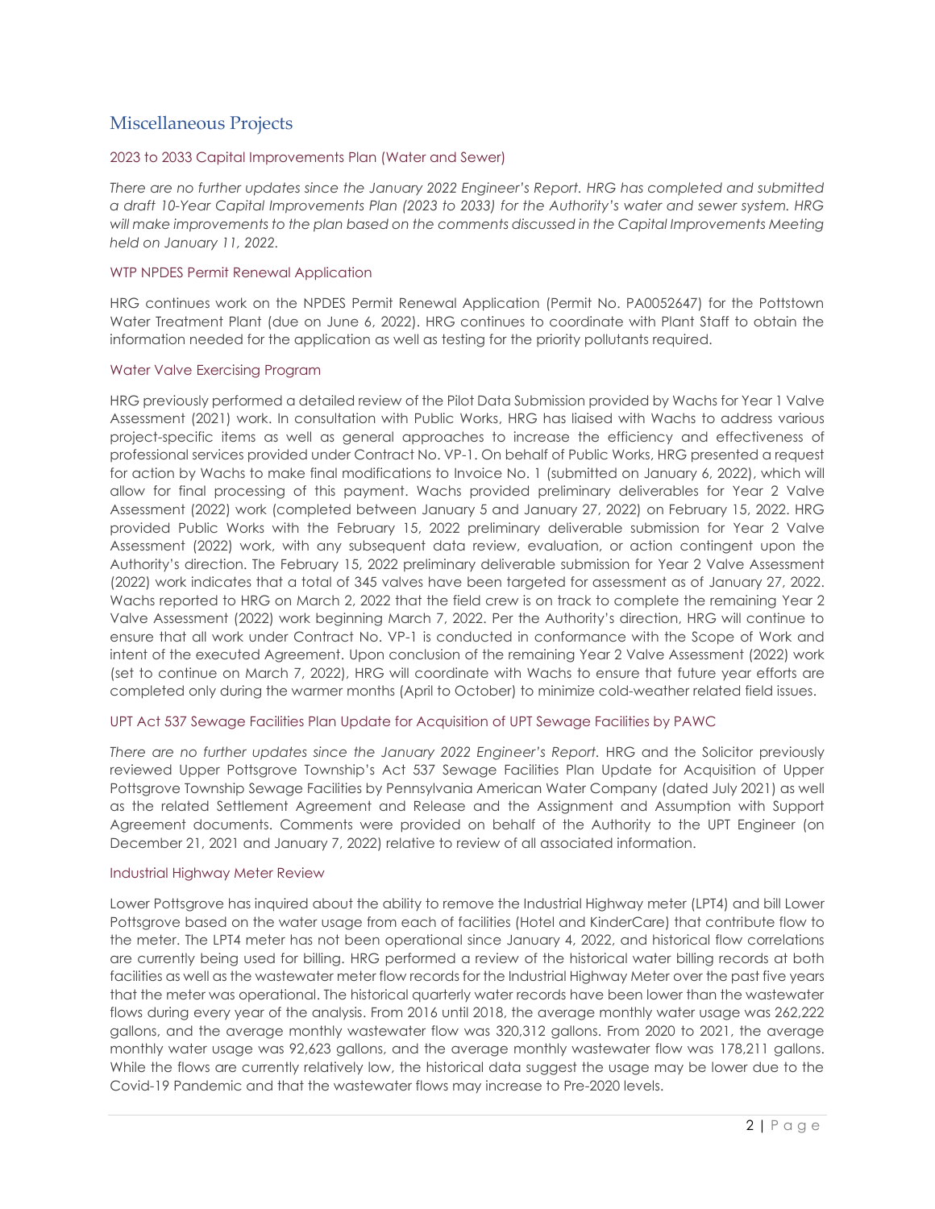## Miscellaneous Projects

### 2023 to 2033 Capital Improvements Plan (Water and Sewer)

*There are no further updates since the January 2022 Engineer's Report. HRG has completed and submitted a draft 10-Year Capital Improvements Plan (2023 to 2033) for the Authority's water and sewer system. HRG will make improvements to the plan based on the comments discussed in the Capital Improvements Meeting held on January 11, 2022.*

### WTP NPDES Permit Renewal Application

HRG continues work on the NPDES Permit Renewal Application (Permit No. PA0052647) for the Pottstown Water Treatment Plant (due on June 6, 2022). HRG continues to coordinate with Plant Staff to obtain the information needed for the application as well as testing for the priority pollutants required.

### Water Valve Exercising Program

HRG previously performed a detailed review of the Pilot Data Submission provided by Wachs for Year 1 Valve Assessment (2021) work. In consultation with Public Works, HRG has liaised with Wachs to address various project-specific items as well as general approaches to increase the efficiency and effectiveness of professional services provided under Contract No. VP-1. On behalf of Public Works, HRG presented a request for action by Wachs to make final modifications to Invoice No. 1 (submitted on January 6, 2022), which will allow for final processing of this payment. Wachs provided preliminary deliverables for Year 2 Valve Assessment (2022) work (completed between January 5 and January 27, 2022) on February 15, 2022. HRG provided Public Works with the February 15, 2022 preliminary deliverable submission for Year 2 Valve Assessment (2022) work, with any subsequent data review, evaluation, or action contingent upon the Authority's direction. The February 15, 2022 preliminary deliverable submission for Year 2 Valve Assessment (2022) work indicates that a total of 345 valves have been targeted for assessment as of January 27, 2022. Wachs reported to HRG on March 2, 2022 that the field crew is on track to complete the remaining Year 2 Valve Assessment (2022) work beginning March 7, 2022. Per the Authority's direction, HRG will continue to ensure that all work under Contract No. VP-1 is conducted in conformance with the Scope of Work and intent of the executed Agreement. Upon conclusion of the remaining Year 2 Valve Assessment (2022) work (set to continue on March 7, 2022), HRG will coordinate with Wachs to ensure that future year efforts are completed only during the warmer months (April to October) to minimize cold-weather related field issues.

### UPT Act 537 Sewage Facilities Plan Update for Acquisition of UPT Sewage Facilities by PAWC

*There are no further updates since the January 2022 Engineer's Report.* HRG and the Solicitor previously reviewed Upper Pottsgrove Township's Act 537 Sewage Facilities Plan Update for Acquisition of Upper Pottsgrove Township Sewage Facilities by Pennsylvania American Water Company (dated July 2021) as well as the related Settlement Agreement and Release and the Assignment and Assumption with Support Agreement documents. Comments were provided on behalf of the Authority to the UPT Engineer (on December 21, 2021 and January 7, 2022) relative to review of all associated information.

### Industrial Highway Meter Review

Lower Pottsgrove has inquired about the ability to remove the Industrial Highway meter (LPT4) and bill Lower Pottsgrove based on the water usage from each of facilities (Hotel and KinderCare) that contribute flow to the meter. The LPT4 meter has not been operational since January 4, 2022, and historical flow correlations are currently being used for billing. HRG performed a review of the historical water billing records at both facilities as well as the wastewater meter flow records for the Industrial Highway Meter over the past five years that the meter was operational. The historical quarterly water records have been lower than the wastewater flows during every year of the analysis. From 2016 until 2018, the average monthly water usage was 262,222 gallons, and the average monthly wastewater flow was 320,312 gallons. From 2020 to 2021, the average monthly water usage was 92,623 gallons, and the average monthly wastewater flow was 178,211 gallons. While the flows are currently relatively low, the historical data suggest the usage may be lower due to the Covid-19 Pandemic and that the wastewater flows may increase to Pre-2020 levels.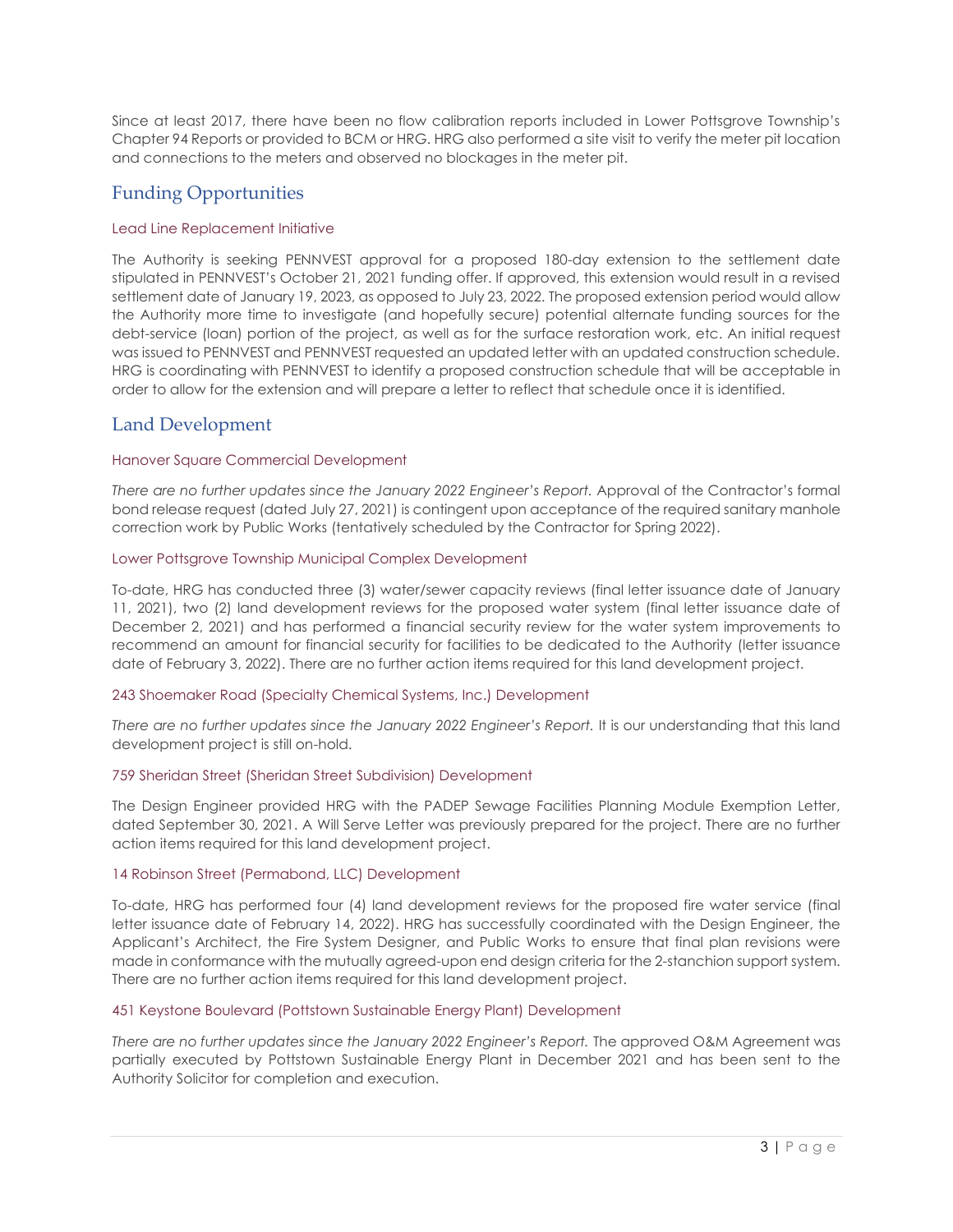Since at least 2017, there have been no flow calibration reports included in Lower Pottsgrove Township's Chapter 94 Reports or provided to BCM or HRG. HRG also performed a site visit to verify the meter pit location and connections to the meters and observed no blockages in the meter pit.

## Funding Opportunities

### Lead Line Replacement Initiative

The Authority is seeking PENNVEST approval for a proposed 180-day extension to the settlement date stipulated in PENNVEST's October 21, 2021 funding offer. If approved, this extension would result in a revised settlement date of January 19, 2023, as opposed to July 23, 2022. The proposed extension period would allow the Authority more time to investigate (and hopefully secure) potential alternate funding sources for the debt-service (loan) portion of the project, as well as for the surface restoration work, etc. An initial request was issued to PENNVEST and PENNVEST requested an updated letter with an updated construction schedule. HRG is coordinating with PENNVEST to identify a proposed construction schedule that will be acceptable in order to allow for the extension and will prepare a letter to reflect that schedule once it is identified.

## Land Development

### Hanover Square Commercial Development

*There are no further updates since the January 2022 Engineer's Report.* Approval of the Contractor's formal bond release request (dated July 27, 2021) is contingent upon acceptance of the required sanitary manhole correction work by Public Works (tentatively scheduled by the Contractor for Spring 2022).

### Lower Pottsgrove Township Municipal Complex Development

To-date, HRG has conducted three (3) water/sewer capacity reviews (final letter issuance date of January 11, 2021), two (2) land development reviews for the proposed water system (final letter issuance date of December 2, 2021) and has performed a financial security review for the water system improvements to recommend an amount for financial security for facilities to be dedicated to the Authority (letter issuance date of February 3, 2022). There are no further action items required for this land development project.

### 243 Shoemaker Road (Specialty Chemical Systems, Inc.) Development

*There are no further updates since the January 2022 Engineer's Report.* It is our understanding that this land development project is still on-hold.

### 759 Sheridan Street (Sheridan Street Subdivision) Development

The Design Engineer provided HRG with the PADEP Sewage Facilities Planning Module Exemption Letter, dated September 30, 2021. A Will Serve Letter was previously prepared for the project. There are no further action items required for this land development project.

### 14 Robinson Street (Permabond, LLC) Development

To-date, HRG has performed four (4) land development reviews for the proposed fire water service (final letter issuance date of February 14, 2022). HRG has successfully coordinated with the Design Engineer, the Applicant's Architect, the Fire System Designer, and Public Works to ensure that final plan revisions were made in conformance with the mutually agreed-upon end design criteria for the 2-stanchion support system. There are no further action items required for this land development project.

### 451 Keystone Boulevard (Pottstown Sustainable Energy Plant) Development

*There are no further updates since the January 2022 Engineer's Report.* The approved O&M Agreement was partially executed by Pottstown Sustainable Energy Plant in December 2021 and has sent to the Authority Solicitor for completion and execution.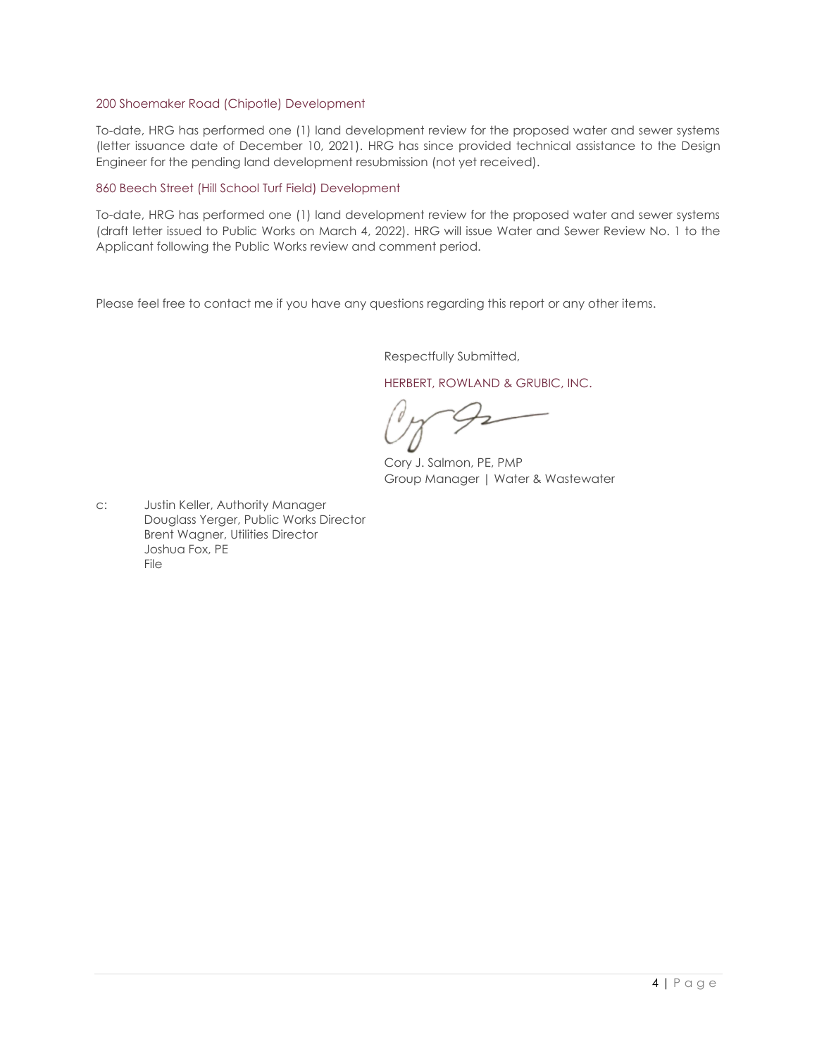### 200 Shoemaker Road (Chipotle) Development

To-date, HRG has performed one (1) land development review for the proposed water and sewer systems (letter issuance date of December 10, 2021). HRG has since provided technical assistance to the Design Engineer for the pending land development resubmission (not yet received).

### 860 Beech Street (Hill School Turf Field) Development

To-date, HRG has performed one (1) land development review for the proposed water and sewer systems (draft letter issued to Public Works on March 4, 2022). HRG will issue Water and Sewer Review No. 1 to the Applicant following the Public Works review and comment period.

Please feel free to contact me if you have any questions regarding this report or any other items.

Respectfully Submitted,

HERBERT, ROWLAND & GRUBIC, INC.

Cory J. Salmon, PE, PMP
Group Manager | Water & Wastewater

c: Justin Keller, Authority Manager
Douglass Yerger, Public Works Director
Brent Wagner, Utilities Director
Joshua Fox, PE
File